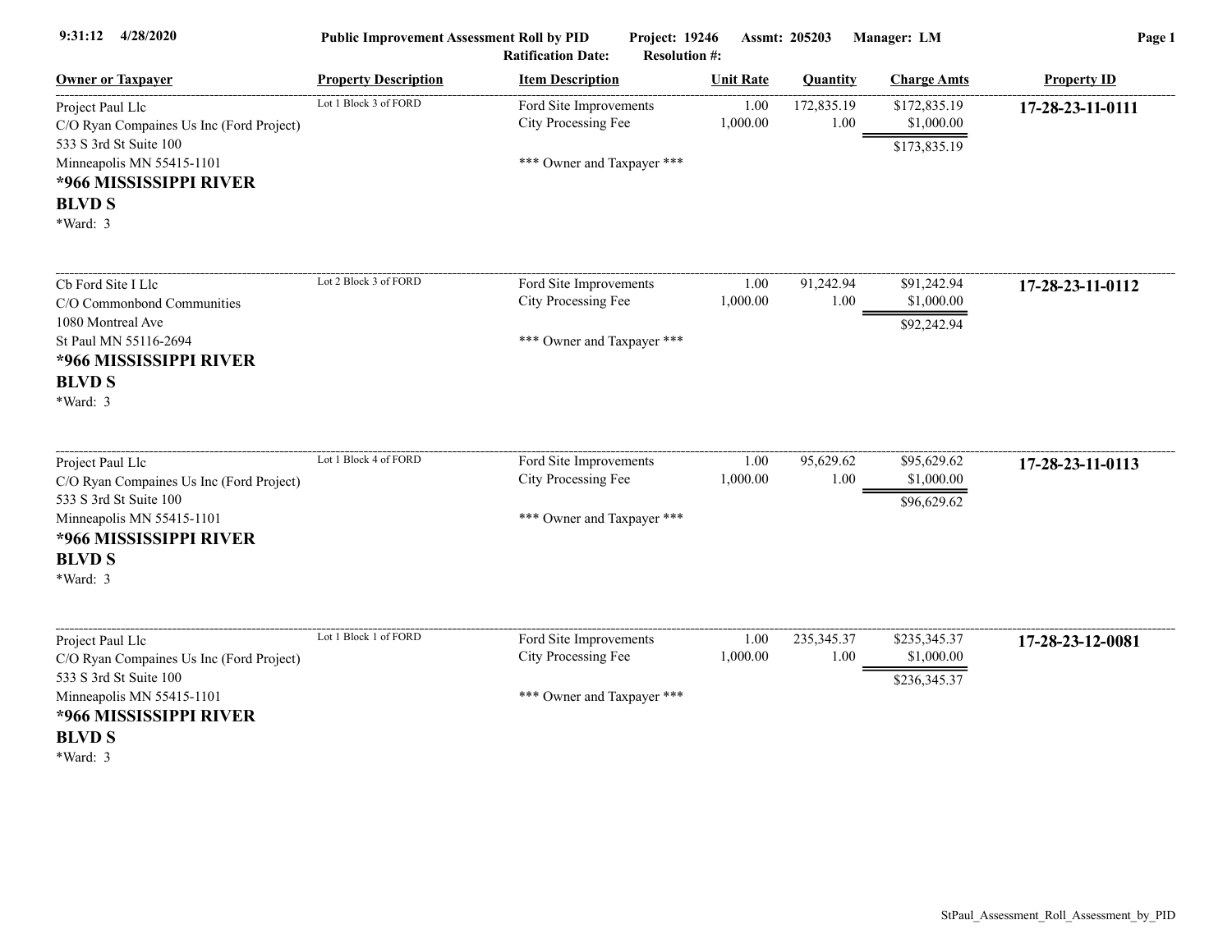9:31:12 4/28/2020 **Public Improvement Assessment Roll by PID** **Project: 19246** **Assmt: 205203** **Manager: LM**

**Ratification Date:** **Resolution #:**

| Owner or Taxpayer | Property Description | Item Description | Unit Rate | Quantity | Charge Amts | Property ID |
|---|---|---|---|---|---|---|
| Project Paul Llc<br>C/O Ryan Compaines Us Inc (Ford Project)<br>533 S 3rd St Suite 100<br>Minneapolis MN 55415-1101<br>**\*966 MISSISSIPPI RIVER BLVD S**<br>*Ward: 3 | Lot 1 Block 3 of FORD | Ford Site Improvements<br>City Processing Fee<br><br>*** Owner and Taxpayer *** | 1.00<br>1,000.00 | 172,835.19<br>1.00 | $172,835.19<br>$1,000.00<br>$173,835.19 | **17-28-23-11-0111** |
| Cb Ford Site I Llc<br>C/O Commonbond Communities<br>1080 Montreal Ave<br>St Paul MN 55116-2694<br>**\*966 MISSISSIPPI RIVER BLVD S**<br>*Ward: 3 | Lot 2 Block 3 of FORD | Ford Site Improvements<br>City Processing Fee<br><br>*** Owner and Taxpayer *** | 1.00<br>1,000.00 | 91,242.94<br>1.00 | $91,242.94<br>$1,000.00<br>$92,242.94 | **17-28-23-11-0112** |
| Project Paul Llc<br>C/O Ryan Compaines Us Inc (Ford Project)<br>533 S 3rd St Suite 100<br>Minneapolis MN 55415-1101<br>**\*966 MISSISSIPPI RIVER BLVD S**<br>*Ward: 3 | Lot 1 Block 4 of FORD | Ford Site Improvements<br>City Processing Fee<br><br>*** Owner and Taxpayer *** | 1.00<br>1,000.00 | 95,629.62<br>1.00 | $95,629.62<br>$1,000.00<br>$96,629.62 | **17-28-23-11-0113** |
| Project Paul Llc<br>C/O Ryan Compaines Us Inc (Ford Project)<br>533 S 3rd St Suite 100<br>Minneapolis MN 55415-1101<br>**\*966 MISSISSIPPI RIVER BLVD S**<br>*Ward: 3 | Lot 1 Block 1 of FORD | Ford Site Improvements<br>City Processing Fee<br><br>*** Owner and Taxpayer *** | 1.00<br>1,000.00 | 235,345.37<br>1.00 | $235,345.37<br>$1,000.00<br>$236,345.37 | **17-28-23-12-0081** |

StPaul_Assessment_Roll_Assessment_by_PID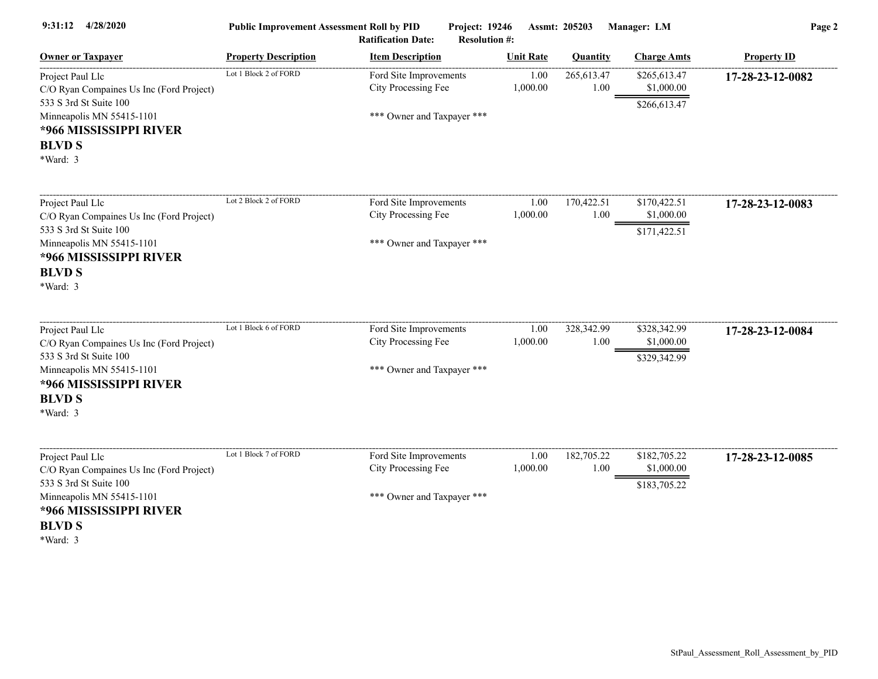| Owner or Taxpayer | Property Description | Item Description | Unit Rate | Quantity | Charge Amts | Property ID |
|---|---|---|---|---|---|---|
| Project Paul Llc<br>C/O Ryan Compaines Us Inc (Ford Project)<br>533 S 3rd St Suite 100<br>Minneapolis MN 55415-1101<br>**\*966 MISSISSIPPI RIVER BLVD S**<br>\*Ward: 3 | Lot 1 Block 2 of FORD | Ford Site Improvements<br>City Processing Fee<br><br>\*\*\* Owner and Taxpayer \*\*\* | 1.00<br>1,000.00 | 265,613.47<br>1.00 | $265,613.47<br>$1,000.00<br>$266,613.47 | **17-28-23-12-0082** |
| Project Paul Llc<br>C/O Ryan Compaines Us Inc (Ford Project)<br>533 S 3rd St Suite 100<br>Minneapolis MN 55415-1101<br>**\*966 MISSISSIPPI RIVER BLVD S**<br>\*Ward: 3 | Lot 2 Block 2 of FORD | Ford Site Improvements<br>City Processing Fee<br><br>\*\*\* Owner and Taxpayer \*\*\* | 1.00<br>1,000.00 | 170,422.51<br>1.00 | $170,422.51<br>$1,000.00<br>$171,422.51 | **17-28-23-12-0083** |
| Project Paul Llc<br>C/O Ryan Compaines Us Inc (Ford Project)<br>533 S 3rd St Suite 100<br>Minneapolis MN 55415-1101<br>**\*966 MISSISSIPPI RIVER BLVD S**<br>\*Ward: 3 | Lot 1 Block 6 of FORD | Ford Site Improvements<br>City Processing Fee<br><br>\*\*\* Owner and Taxpayer \*\*\* | 1.00<br>1,000.00 | 328,342.99<br>1.00 | $328,342.99<br>$1,000.00<br>$329,342.99 | **17-28-23-12-0084** |
| Project Paul Llc<br>C/O Ryan Compaines Us Inc (Ford Project)<br>533 S 3rd St Suite 100<br>Minneapolis MN 55415-1101<br>**\*966 MISSISSIPPI RIVER BLVD S**<br>\*Ward: 3 | Lot 1 Block 7 of FORD | Ford Site Improvements<br>City Processing Fee<br><br>\*\*\* Owner and Taxpayer \*\*\* | 1.00<br>1,000.00 | 182,705.22<br>1.00 | $182,705.22<br>$1,000.00<br>$183,705.22 | **17-28-23-12-0085** |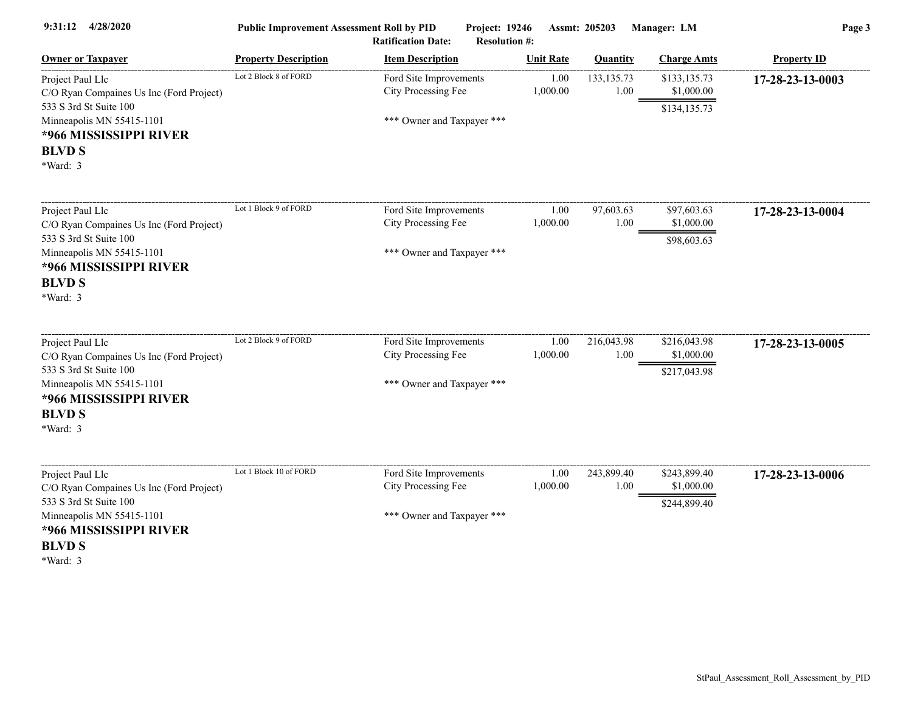| Owner or Taxpayer | Property Description | Item Description | Unit Rate | Quantity | Charge Amts | Property ID |
|---|---|---|---|---|---|---|
| Project Paul Llc<br>C/O Ryan Compaines Us Inc (Ford Project)<br>533 S 3rd St Suite 100<br>Minneapolis MN 55415-1101<br>**\*966 MISSISSIPPI RIVER BLVD S**<br>\*Ward: 3 | Lot 2 Block 8 of FORD | Ford Site Improvements<br>City Processing Fee<br><br>\*\*\* Owner and Taxpayer \*\*\* | 1.00<br>1,000.00 | 133,135.73<br>1.00 | $133,135.73<br>$1,000.00<br>$134,135.73 | **17-28-23-13-0003** |
| Project Paul Llc<br>C/O Ryan Compaines Us Inc (Ford Project)<br>533 S 3rd St Suite 100<br>Minneapolis MN 55415-1101<br>**\*966 MISSISSIPPI RIVER BLVD S**<br>\*Ward: 3 | Lot 1 Block 9 of FORD | Ford Site Improvements<br>City Processing Fee<br><br>\*\*\* Owner and Taxpayer \*\*\* | 1.00<br>1,000.00 | 97,603.63<br>1.00 | $97,603.63<br>$1,000.00<br>$98,603.63 | **17-28-23-13-0004** |
| Project Paul Llc<br>C/O Ryan Compaines Us Inc (Ford Project)<br>533 S 3rd St Suite 100<br>Minneapolis MN 55415-1101<br>**\*966 MISSISSIPPI RIVER BLVD S**<br>\*Ward: 3 | Lot 2 Block 9 of FORD | Ford Site Improvements<br>City Processing Fee<br><br>\*\*\* Owner and Taxpayer \*\*\* | 1.00<br>1,000.00 | 216,043.98<br>1.00 | $216,043.98<br>$1,000.00<br>$217,043.98 | **17-28-23-13-0005** |
| Project Paul Llc<br>C/O Ryan Compaines Us Inc (Ford Project)<br>533 S 3rd St Suite 100<br>Minneapolis MN 55415-1101<br>**\*966 MISSISSIPPI RIVER BLVD S**<br>\*Ward: 3 | Lot 1 Block 10 of FORD | Ford Site Improvements<br>City Processing Fee<br><br>\*\*\* Owner and Taxpayer \*\*\* | 1.00<br>1,000.00 | 243,899.40<br>1.00 | $243,899.40<br>$1,000.00<br>$244,899.40 | **17-28-23-13-0006** |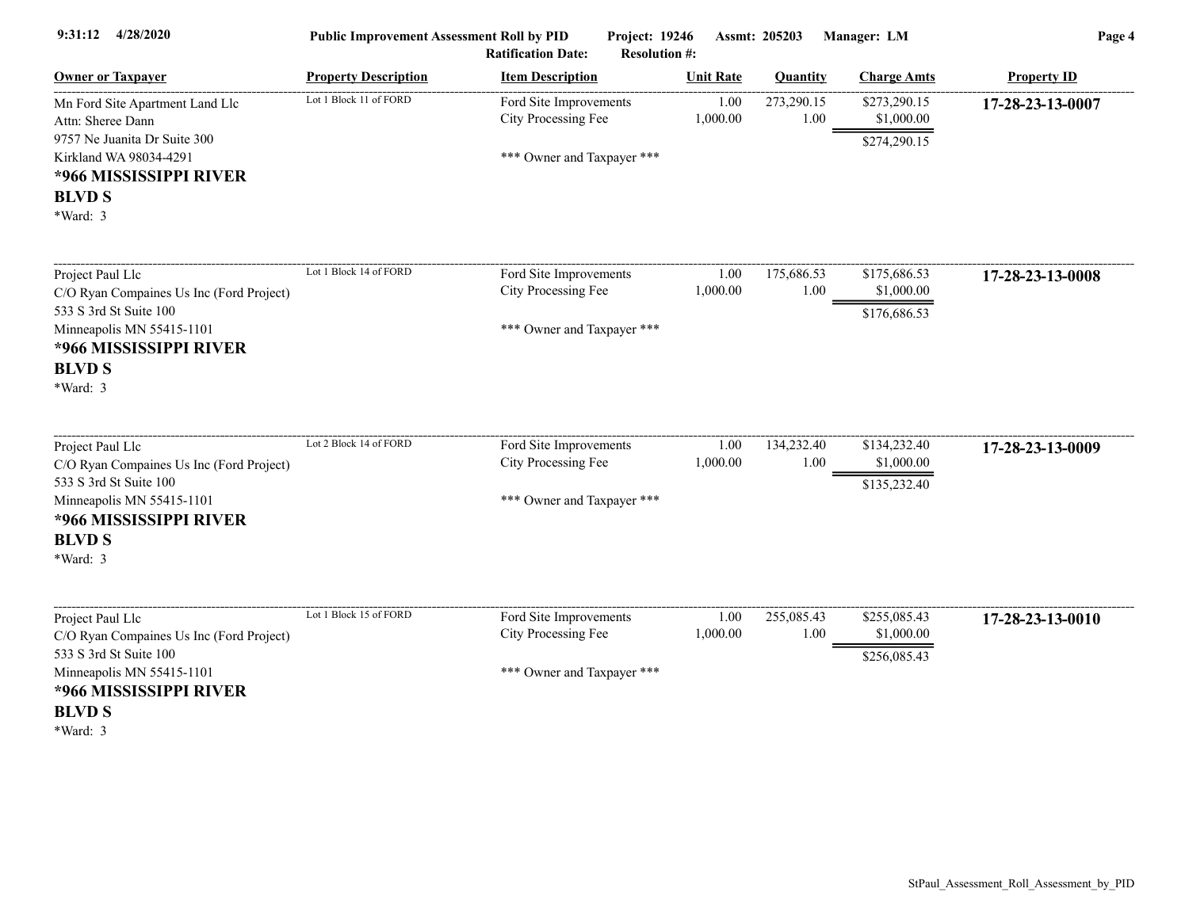| Owner or Taxpayer | Property Description | Item Description | Unit Rate | Quantity | Charge Amts | Property ID |
|---|---|---|---|---|---|---|
| Mn Ford Site Apartment Land Llc<br>Attn: Sheree Dann<br>9757 Ne Juanita Dr Suite 300<br>Kirkland WA 98034-4291<br>**\*966 MISSISSIPPI RIVER BLVD S**<br>\*Ward: 3 | Lot 1 Block 11 of FORD | Ford Site Improvements<br>City Processing Fee<br><br>\*\*\* Owner and Taxpayer \*\*\* | 1.00<br>1,000.00 | 273,290.15<br>1.00 | $273,290.15<br>$1,000.00<br>$274,290.15 | **17-28-23-13-0007** |
| Project Paul Llc<br>C/O Ryan Compaines Us Inc (Ford Project)<br>533 S 3rd St Suite 100<br>Minneapolis MN 55415-1101<br>**\*966 MISSISSIPPI RIVER BLVD S**<br>\*Ward: 3 | Lot 1 Block 14 of FORD | Ford Site Improvements<br>City Processing Fee<br><br>\*\*\* Owner and Taxpayer \*\*\* | 1.00<br>1,000.00 | 175,686.53<br>1.00 | $175,686.53<br>$1,000.00<br>$176,686.53 | **17-28-23-13-0008** |
| Project Paul Llc<br>C/O Ryan Compaines Us Inc (Ford Project)<br>533 S 3rd St Suite 100<br>Minneapolis MN 55415-1101<br>**\*966 MISSISSIPPI RIVER BLVD S**<br>\*Ward: 3 | Lot 2 Block 14 of FORD | Ford Site Improvements<br>City Processing Fee<br><br>\*\*\* Owner and Taxpayer \*\*\* | 1.00<br>1,000.00 | 134,232.40<br>1.00 | $134,232.40<br>$1,000.00<br>$135,232.40 | **17-28-23-13-0009** |
| Project Paul Llc<br>C/O Ryan Compaines Us Inc (Ford Project)<br>533 S 3rd St Suite 100<br>Minneapolis MN 55415-1101<br>**\*966 MISSISSIPPI RIVER BLVD S**<br>\*Ward: 3 | Lot 1 Block 15 of FORD | Ford Site Improvements<br>City Processing Fee<br><br>\*\*\* Owner and Taxpayer \*\*\* | 1.00<br>1,000.00 | 255,085.43<br>1.00 | $255,085.43<br>$1,000.00<br>$256,085.43 | **17-28-23-13-0010** |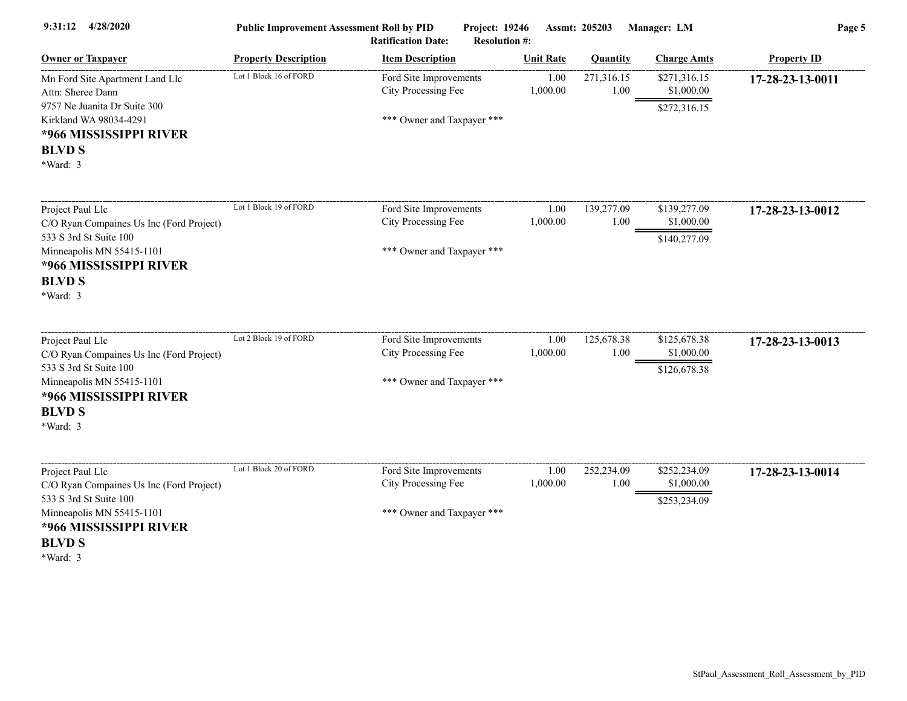| Owner or Taxpayer | Property Description | Item Description | Unit Rate | Quantity | Charge Amts | Property ID |
|---|---|---|---|---|---|---|
| Mn Ford Site Apartment Land Llc<br>Attn: Sheree Dann<br>9757 Ne Juanita Dr Suite 300<br>Kirkland WA 98034-4291<br>**\*966 MISSISSIPPI RIVER BLVD S**<br>\*Ward: 3 | Lot 1 Block 16 of FORD | Ford Site Improvements<br>City Processing Fee<br><br>\*\*\* Owner and Taxpayer \*\*\* | 1.00<br>1,000.00 | 271,316.15<br>1.00 | $271,316.15<br>$1,000.00<br>$272,316.15 | **17-28-23-13-0011** |
| Project Paul Llc<br>C/O Ryan Compaines Us Inc (Ford Project)<br>533 S 3rd St Suite 100<br>Minneapolis MN 55415-1101<br>**\*966 MISSISSIPPI RIVER BLVD S**<br>\*Ward: 3 | Lot 1 Block 19 of FORD | Ford Site Improvements<br>City Processing Fee<br><br>\*\*\* Owner and Taxpayer \*\*\* | 1.00<br>1,000.00 | 139,277.09<br>1.00 | $139,277.09<br>$1,000.00<br>$140,277.09 | **17-28-23-13-0012** |
| Project Paul Llc<br>C/O Ryan Compaines Us Inc (Ford Project)<br>533 S 3rd St Suite 100<br>Minneapolis MN 55415-1101<br>**\*966 MISSISSIPPI RIVER BLVD S**<br>\*Ward: 3 | Lot 2 Block 19 of FORD | Ford Site Improvements<br>City Processing Fee<br><br>\*\*\* Owner and Taxpayer \*\*\* | 1.00<br>1,000.00 | 125,678.38<br>1.00 | $125,678.38<br>$1,000.00<br>$126,678.38 | **17-28-23-13-0013** |
| Project Paul Llc<br>C/O Ryan Compaines Us Inc (Ford Project)<br>533 S 3rd St Suite 100<br>Minneapolis MN 55415-1101<br>**\*966 MISSISSIPPI RIVER BLVD S**<br>\*Ward: 3 | Lot 1 Block 20 of FORD | Ford Site Improvements<br>City Processing Fee<br><br>\*\*\* Owner and Taxpayer \*\*\* | 1.00<br>1,000.00 | 252,234.09<br>1.00 | $252,234.09<br>$1,000.00<br>$253,234.09 | **17-28-23-13-0014** |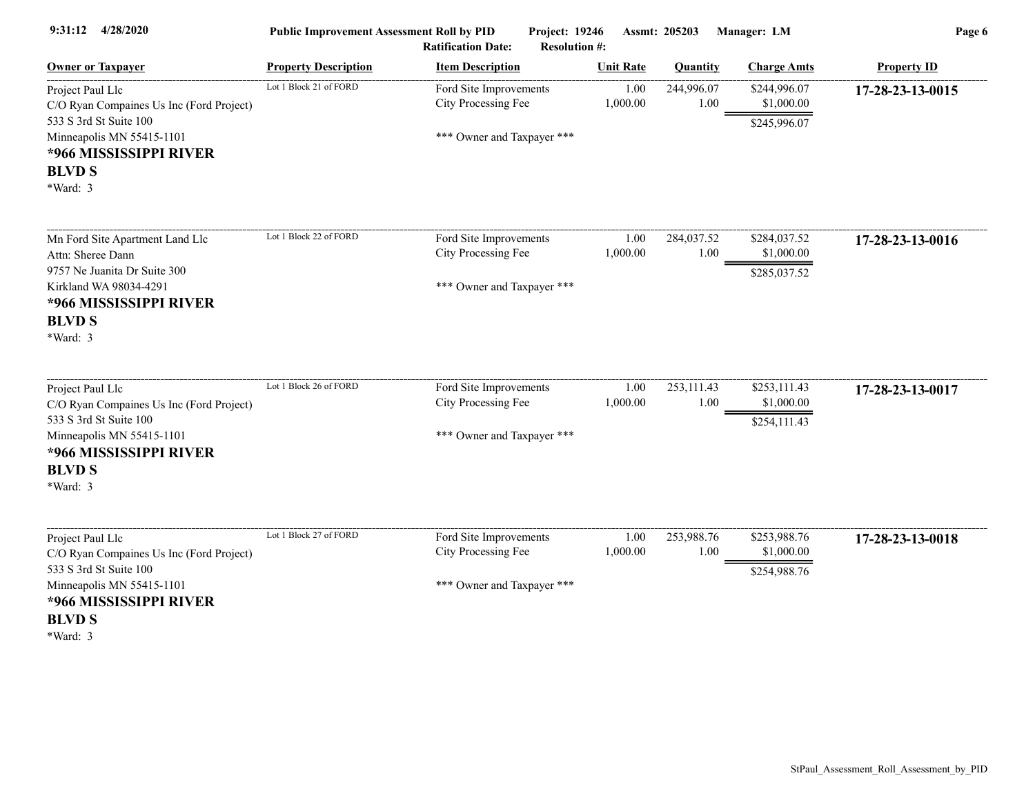| Owner or Taxpayer | Property Description | Item Description | Unit Rate | Quantity | Charge Amts | Property ID |
|---|---|---|---|---|---|---|
| Project Paul Llc<br>C/O Ryan Compaines Us Inc (Ford Project)<br>533 S 3rd St Suite 100<br>Minneapolis MN 55415-1101<br>**\*966 MISSISSIPPI RIVER BLVD S**<br>\*Ward: 3 | Lot 1 Block 21 of FORD | Ford Site Improvements<br>City Processing Fee<br><br>\*\*\* Owner and Taxpayer \*\*\* | 1.00<br>1,000.00 | 244,996.07<br>1.00 | $244,996.07<br>$1,000.00<br>$245,996.07 | **17-28-23-13-0015** |
| Mn Ford Site Apartment Land Llc<br>Attn: Sheree Dann<br>9757 Ne Juanita Dr Suite 300<br>Kirkland WA 98034-4291<br>**\*966 MISSISSIPPI RIVER BLVD S**<br>\*Ward: 3 | Lot 1 Block 22 of FORD | Ford Site Improvements<br>City Processing Fee<br><br>\*\*\* Owner and Taxpayer \*\*\* | 1.00<br>1,000.00 | 284,037.52<br>1.00 | $284,037.52<br>$1,000.00<br>$285,037.52 | **17-28-23-13-0016** |
| Project Paul Llc<br>C/O Ryan Compaines Us Inc (Ford Project)<br>533 S 3rd St Suite 100<br>Minneapolis MN 55415-1101<br>**\*966 MISSISSIPPI RIVER BLVD S**<br>\*Ward: 3 | Lot 1 Block 26 of FORD | Ford Site Improvements<br>City Processing Fee<br><br>\*\*\* Owner and Taxpayer \*\*\* | 1.00<br>1,000.00 | 253,111.43<br>1.00 | $253,111.43<br>$1,000.00<br>$254,111.43 | **17-28-23-13-0017** |
| Project Paul Llc<br>C/O Ryan Compaines Us Inc (Ford Project)<br>533 S 3rd St Suite 100<br>Minneapolis MN 55415-1101<br>**\*966 MISSISSIPPI RIVER BLVD S**<br>\*Ward: 3 | Lot 1 Block 27 of FORD | Ford Site Improvements<br>City Processing Fee<br><br>\*\*\* Owner and Taxpayer \*\*\* | 1.00<br>1,000.00 | 253,988.76<br>1.00 | $253,988.76<br>$1,000.00<br>$254,988.76 | **17-28-23-13-0018** |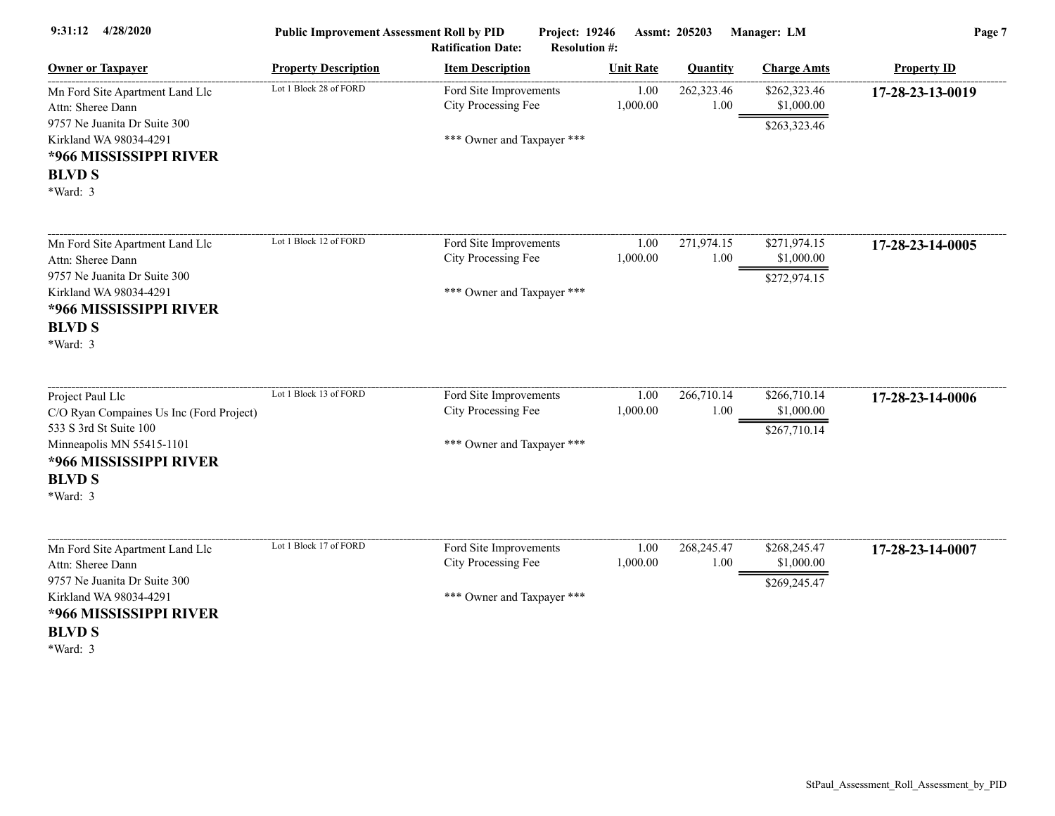| Owner or Taxpayer | Property Description | Item Description | Unit Rate | Quantity | Charge Amts | Property ID |
|---|---|---|---|---|---|---|
| Mn Ford Site Apartment Land Llc<br>Attn: Sheree Dann<br>9757 Ne Juanita Dr Suite 300<br>Kirkland WA 98034-4291<br>**\*966 MISSISSIPPI RIVER BLVD S**<br>\*Ward: 3 | Lot 1 Block 28 of FORD | Ford Site Improvements<br>City Processing Fee<br><br>\*\*\* Owner and Taxpayer \*\*\* | 1.00<br>1,000.00 | 262,323.46<br>1.00 | $262,323.46<br>$1,000.00<br>$263,323.46 | **17-28-23-13-0019** |
| Mn Ford Site Apartment Land Llc<br>Attn: Sheree Dann<br>9757 Ne Juanita Dr Suite 300<br>Kirkland WA 98034-4291<br>**\*966 MISSISSIPPI RIVER BLVD S**<br>\*Ward: 3 | Lot 1 Block 12 of FORD | Ford Site Improvements<br>City Processing Fee<br><br>\*\*\* Owner and Taxpayer \*\*\* | 1.00<br>1,000.00 | 271,974.15<br>1.00 | $271,974.15<br>$1,000.00<br>$272,974.15 | **17-28-23-14-0005** |
| Project Paul Llc<br>C/O Ryan Compaines Us Inc (Ford Project)<br>533 S 3rd St Suite 100<br>Minneapolis MN 55415-1101<br>**\*966 MISSISSIPPI RIVER BLVD S**<br>\*Ward: 3 | Lot 1 Block 13 of FORD | Ford Site Improvements<br>City Processing Fee<br><br>\*\*\* Owner and Taxpayer \*\*\* | 1.00<br>1,000.00 | 266,710.14<br>1.00 | $266,710.14<br>$1,000.00<br>$267,710.14 | **17-28-23-14-0006** |
| Mn Ford Site Apartment Land Llc<br>Attn: Sheree Dann<br>9757 Ne Juanita Dr Suite 300<br>Kirkland WA 98034-4291<br>**\*966 MISSISSIPPI RIVER BLVD S**<br>\*Ward: 3 | Lot 1 Block 17 of FORD | Ford Site Improvements<br>City Processing Fee<br><br>\*\*\* Owner and Taxpayer \*\*\* | 1.00<br>1,000.00 | 268,245.47<br>1.00 | $268,245.47<br>$1,000.00<br>$269,245.47 | **17-28-23-14-0007** |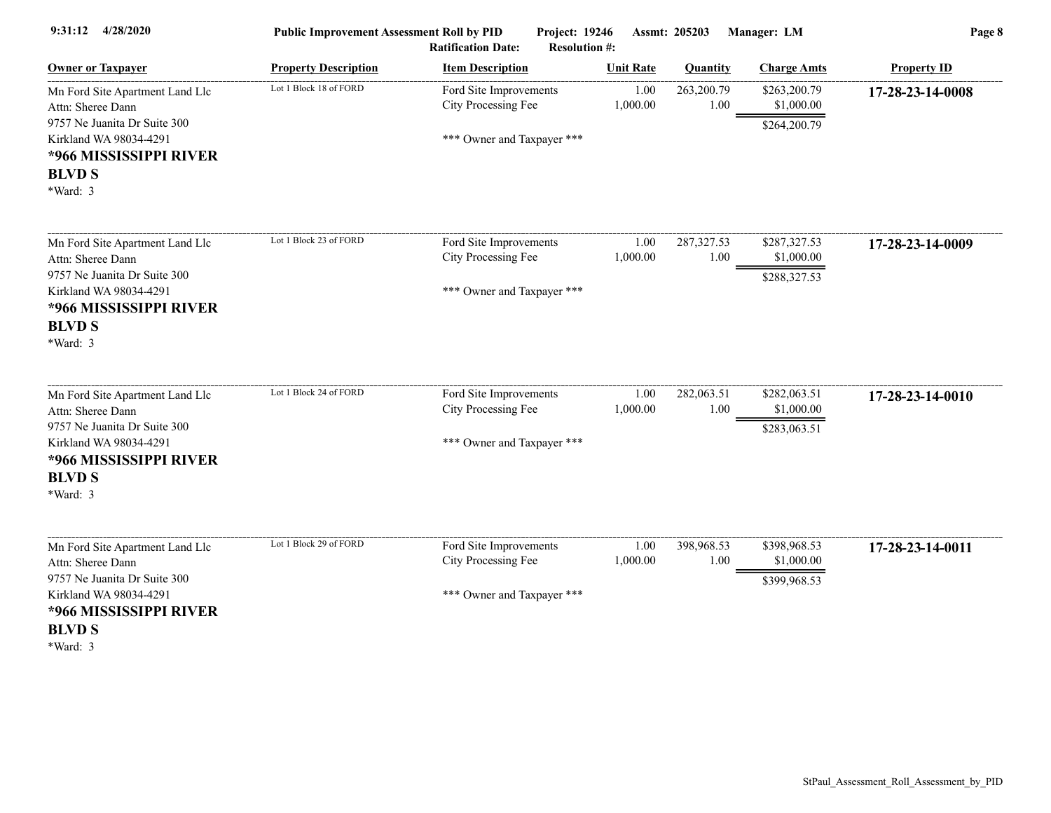| Owner or Taxpayer | Property Description | Item Description | Unit Rate | Quantity | Charge Amts | Property ID |
|---|---|---|---|---|---|---|
| Mn Ford Site Apartment Land Llc<br>Attn: Sheree Dann<br>9757 Ne Juanita Dr Suite 300<br>Kirkland WA 98034-4291<br>**\*966 MISSISSIPPI RIVER BLVD S**<br>\*Ward: 3 | Lot 1 Block 18 of FORD | Ford Site Improvements<br>City Processing Fee<br><br>\*\*\* Owner and Taxpayer \*\*\* | 1.00<br>1,000.00 | 263,200.79<br>1.00 | $263,200.79<br>$1,000.00<br>$264,200.79 | **17-28-23-14-0008** |
| Mn Ford Site Apartment Land Llc<br>Attn: Sheree Dann<br>9757 Ne Juanita Dr Suite 300<br>Kirkland WA 98034-4291<br>**\*966 MISSISSIPPI RIVER BLVD S**<br>\*Ward: 3 | Lot 1 Block 23 of FORD | Ford Site Improvements<br>City Processing Fee<br><br>\*\*\* Owner and Taxpayer \*\*\* | 1.00<br>1,000.00 | 287,327.53<br>1.00 | $287,327.53<br>$1,000.00<br>$288,327.53 | **17-28-23-14-0009** |
| Mn Ford Site Apartment Land Llc<br>Attn: Sheree Dann<br>9757 Ne Juanita Dr Suite 300<br>Kirkland WA 98034-4291<br>**\*966 MISSISSIPPI RIVER BLVD S**<br>\*Ward: 3 | Lot 1 Block 24 of FORD | Ford Site Improvements<br>City Processing Fee<br><br>\*\*\* Owner and Taxpayer \*\*\* | 1.00<br>1,000.00 | 282,063.51<br>1.00 | $282,063.51<br>$1,000.00<br>$283,063.51 | **17-28-23-14-0010** |
| Mn Ford Site Apartment Land Llc<br>Attn: Sheree Dann<br>9757 Ne Juanita Dr Suite 300<br>Kirkland WA 98034-4291<br>**\*966 MISSISSIPPI RIVER BLVD S**<br>\*Ward: 3 | Lot 1 Block 29 of FORD | Ford Site Improvements<br>City Processing Fee<br><br>\*\*\* Owner and Taxpayer \*\*\* | 1.00<br>1,000.00 | 398,968.53<br>1.00 | $398,968.53<br>$1,000.00<br>$399,968.53 | **17-28-23-14-0011** |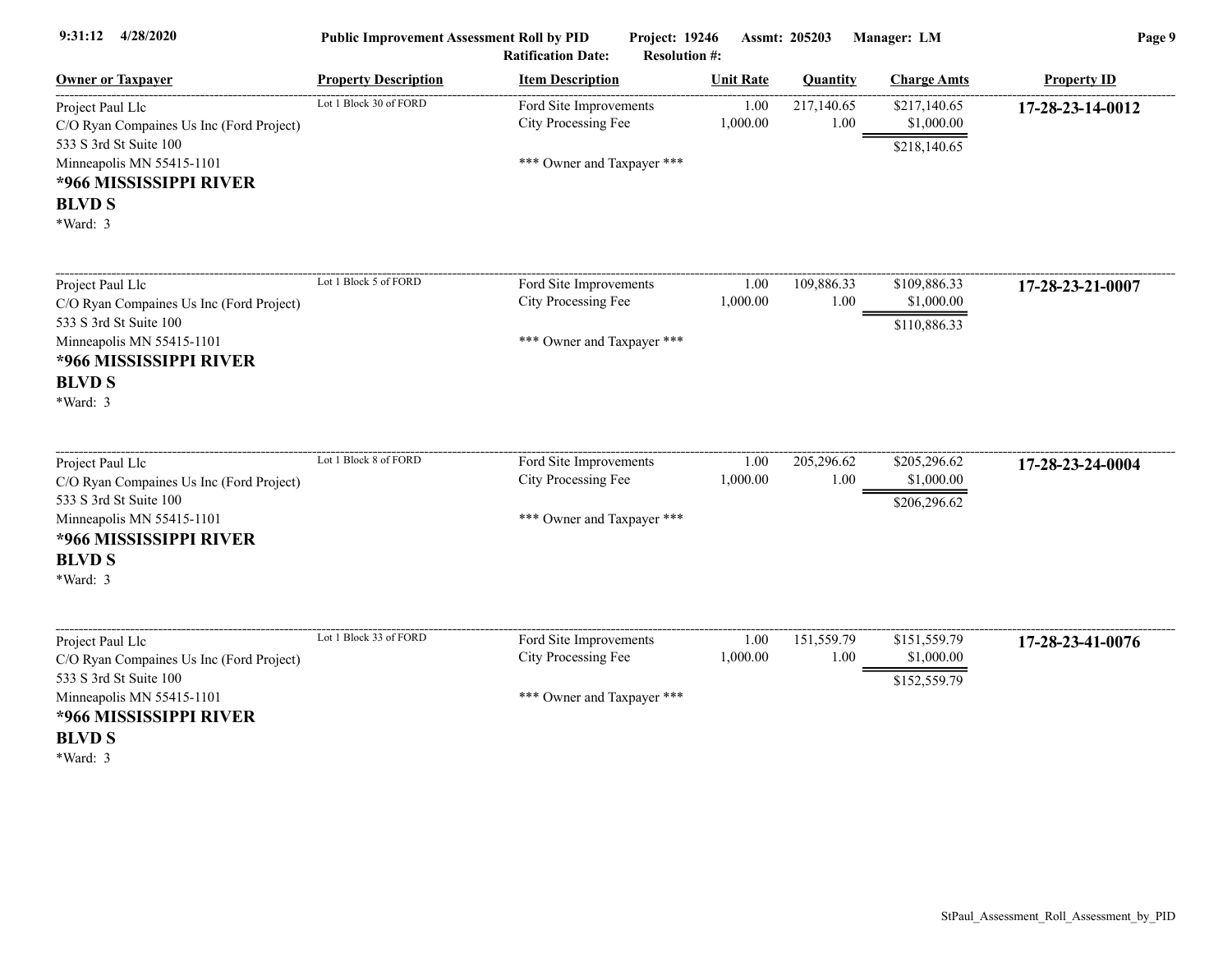| Owner or Taxpayer | Property Description | Item Description | Unit Rate | Quantity | Charge Amts | Property ID |
|---|---|---|---|---|---|---|
| Project Paul Llc<br>C/O Ryan Compaines Us Inc (Ford Project)<br>533 S 3rd St Suite 100<br>Minneapolis MN 55415-1101<br>**\*966 MISSISSIPPI RIVER BLVD S**<br>*Ward: 3 | Lot 1 Block 30 of FORD | Ford Site Improvements<br>City Processing Fee<br><br>*** Owner and Taxpayer *** | 1.00<br>1,000.00 | 217,140.65<br>1.00 | $217,140.65<br>$1,000.00<br>$218,140.65 | **17-28-23-14-0012** |
| Project Paul Llc<br>C/O Ryan Compaines Us Inc (Ford Project)<br>533 S 3rd St Suite 100<br>Minneapolis MN 55415-1101<br>**\*966 MISSISSIPPI RIVER BLVD S**<br>*Ward: 3 | Lot 1 Block 5 of FORD | Ford Site Improvements<br>City Processing Fee<br><br>*** Owner and Taxpayer *** | 1.00<br>1,000.00 | 109,886.33<br>1.00 | $109,886.33<br>$1,000.00<br>$110,886.33 | **17-28-23-21-0007** |
| Project Paul Llc<br>C/O Ryan Compaines Us Inc (Ford Project)<br>533 S 3rd St Suite 100<br>Minneapolis MN 55415-1101<br>**\*966 MISSISSIPPI RIVER BLVD S**<br>*Ward: 3 | Lot 1 Block 8 of FORD | Ford Site Improvements<br>City Processing Fee<br><br>*** Owner and Taxpayer *** | 1.00<br>1,000.00 | 205,296.62<br>1.00 | $205,296.62<br>$1,000.00<br>$206,296.62 | **17-28-23-24-0004** |
| Project Paul Llc<br>C/O Ryan Compaines Us Inc (Ford Project)<br>533 S 3rd St Suite 100<br>Minneapolis MN 55415-1101<br>**\*966 MISSISSIPPI RIVER BLVD S**<br>*Ward: 3 | Lot 1 Block 33 of FORD | Ford Site Improvements<br>City Processing Fee<br><br>*** Owner and Taxpayer *** | 1.00<br>1,000.00 | 151,559.79<br>1.00 | $151,559.79<br>$1,000.00<br>$152,559.79 | **17-28-23-41-0076** |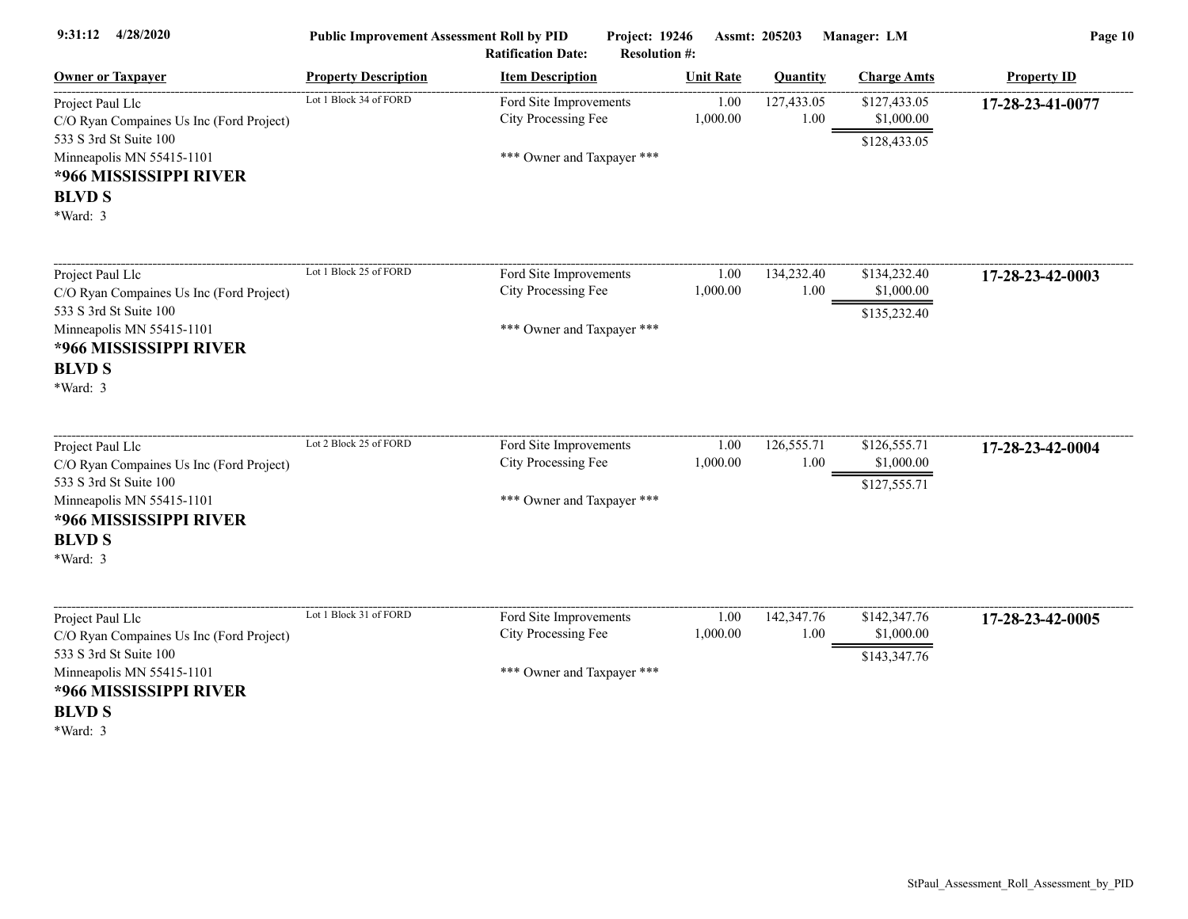| Owner or Taxpayer | Property Description | Item Description | Unit Rate | Quantity | Charge Amts | Property ID |
|---|---|---|---|---|---|---|
| Project Paul Llc<br>C/O Ryan Compaines Us Inc (Ford Project)<br>533 S 3rd St Suite 100<br>Minneapolis MN 55415-1101<br>**\*966 MISSISSIPPI RIVER BLVD S**<br>\*Ward: 3 | Lot 1 Block 34 of FORD | Ford Site Improvements<br>City Processing Fee<br><br>\*\*\* Owner and Taxpayer \*\*\* | 1.00<br>1,000.00 | 127,433.05<br>1.00 | $127,433.05<br>$1,000.00<br>$128,433.05 | **17-28-23-41-0077** |
| Project Paul Llc<br>C/O Ryan Compaines Us Inc (Ford Project)<br>533 S 3rd St Suite 100<br>Minneapolis MN 55415-1101<br>**\*966 MISSISSIPPI RIVER BLVD S**<br>\*Ward: 3 | Lot 1 Block 25 of FORD | Ford Site Improvements<br>City Processing Fee<br><br>\*\*\* Owner and Taxpayer \*\*\* | 1.00<br>1,000.00 | 134,232.40<br>1.00 | $134,232.40<br>$1,000.00<br>$135,232.40 | **17-28-23-42-0003** |
| Project Paul Llc<br>C/O Ryan Compaines Us Inc (Ford Project)<br>533 S 3rd St Suite 100<br>Minneapolis MN 55415-1101<br>**\*966 MISSISSIPPI RIVER BLVD S**<br>\*Ward: 3 | Lot 2 Block 25 of FORD | Ford Site Improvements<br>City Processing Fee<br><br>\*\*\* Owner and Taxpayer \*\*\* | 1.00<br>1,000.00 | 126,555.71<br>1.00 | $126,555.71<br>$1,000.00<br>$127,555.71 | **17-28-23-42-0004** |
| Project Paul Llc<br>C/O Ryan Compaines Us Inc (Ford Project)<br>533 S 3rd St Suite 100<br>Minneapolis MN 55415-1101<br>**\*966 MISSISSIPPI RIVER BLVD S**<br>\*Ward: 3 | Lot 1 Block 31 of FORD | Ford Site Improvements<br>City Processing Fee<br><br>\*\*\* Owner and Taxpayer \*\*\* | 1.00<br>1,000.00 | 142,347.76<br>1.00 | $142,347.76<br>$1,000.00<br>$143,347.76 | **17-28-23-42-0005** |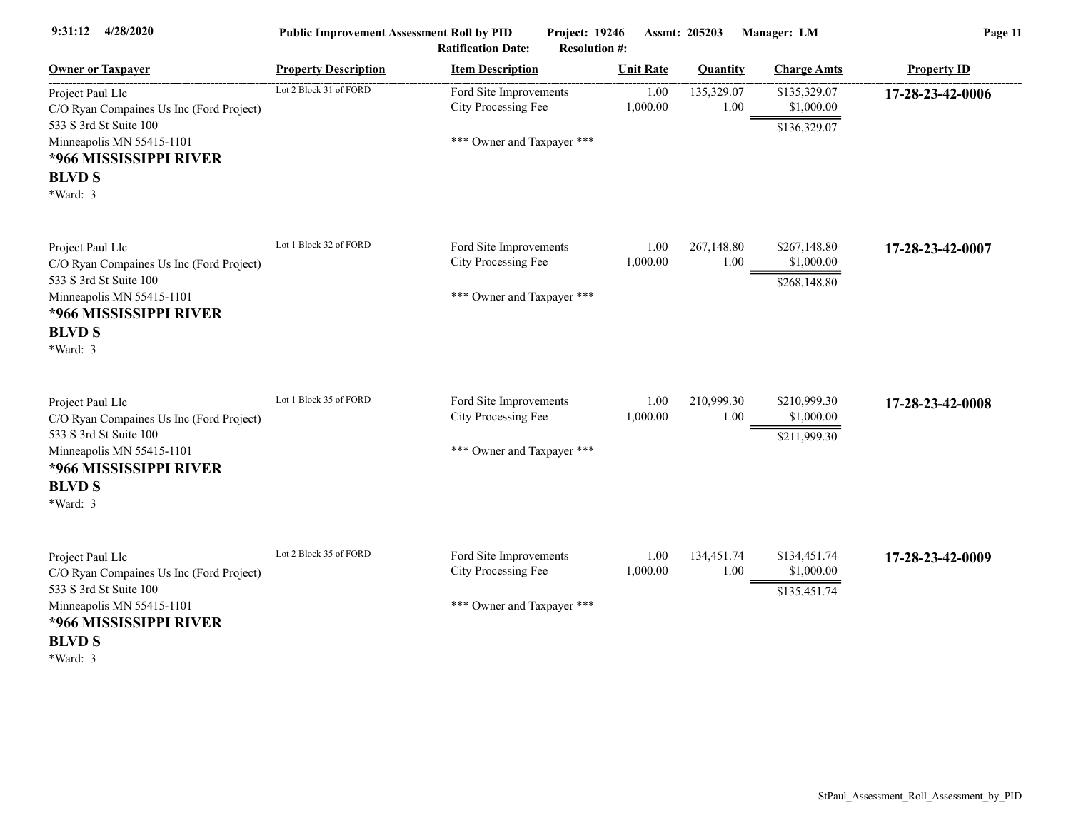| Owner or Taxpayer | Property Description | Item Description | Unit Rate | Quantity | Charge Amts | Property ID |
|---|---|---|---|---|---|---|
| Project Paul Llc<br>C/O Ryan Compaines Us Inc (Ford Project)<br>533 S 3rd St Suite 100<br>Minneapolis MN 55415-1101<br>**\*966 MISSISSIPPI RIVER BLVD S**<br>\*Ward: 3 | Lot 2 Block 31 of FORD | Ford Site Improvements<br>City Processing Fee<br><br>\*\*\* Owner and Taxpayer \*\*\* | 1.00<br>1,000.00 | 135,329.07<br>1.00 | $135,329.07<br>$1,000.00<br>$136,329.07 | **17-28-23-42-0006** |
| Project Paul Llc<br>C/O Ryan Compaines Us Inc (Ford Project)<br>533 S 3rd St Suite 100<br>Minneapolis MN 55415-1101<br>**\*966 MISSISSIPPI RIVER BLVD S**<br>\*Ward: 3 | Lot 1 Block 32 of FORD | Ford Site Improvements<br>City Processing Fee<br><br>\*\*\* Owner and Taxpayer \*\*\* | 1.00<br>1,000.00 | 267,148.80<br>1.00 | $267,148.80<br>$1,000.00<br>$268,148.80 | **17-28-23-42-0007** |
| Project Paul Llc<br>C/O Ryan Compaines Us Inc (Ford Project)<br>533 S 3rd St Suite 100<br>Minneapolis MN 55415-1101<br>**\*966 MISSISSIPPI RIVER BLVD S**<br>\*Ward: 3 | Lot 1 Block 35 of FORD | Ford Site Improvements<br>City Processing Fee<br><br>\*\*\* Owner and Taxpayer \*\*\* | 1.00<br>1,000.00 | 210,999.30<br>1.00 | $210,999.30<br>$1,000.00<br>$211,999.30 | **17-28-23-42-0008** |
| Project Paul Llc<br>C/O Ryan Compaines Us Inc (Ford Project)<br>533 S 3rd St Suite 100<br>Minneapolis MN 55415-1101<br>**\*966 MISSISSIPPI RIVER BLVD S**<br>\*Ward: 3 | Lot 2 Block 35 of FORD | Ford Site Improvements<br>City Processing Fee<br><br>\*\*\* Owner and Taxpayer \*\*\* | 1.00<br>1,000.00 | 134,451.74<br>1.00 | $134,451.74<br>$1,000.00<br>$135,451.74 | **17-28-23-42-0009** |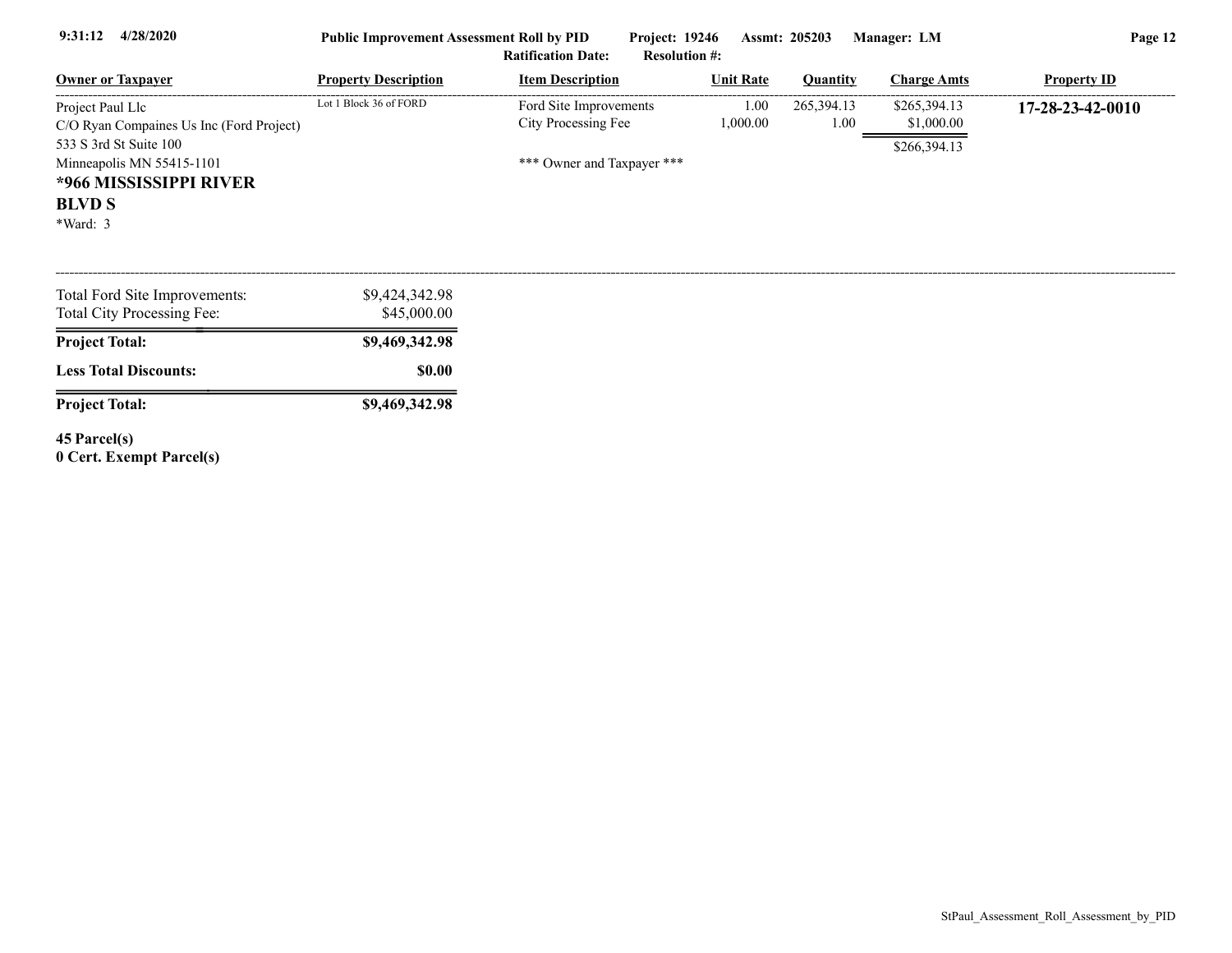| Owner or Taxpayer | Property Description | Item Description | Unit Rate | Quantity | Charge Amts | Property ID |
|---|---|---|---|---|---|---|
| Project Paul Llc | Lot 1 Block 36 of FORD | Ford Site Improvements | 1.00 | 265,394.13 | $265,394.13 | **17-28-23-42-0010** |
| C/O Ryan Compaines Us Inc (Ford Project) | | City Processing Fee | 1,000.00 | 1.00 | $1,000.00 | |
| 533 S 3rd St Suite 100 | | | | | $266,394.13 | |
| Minneapolis MN 55415-1101 | | *** Owner and Taxpayer *** | | | | |
| **\*966 MISSISSIPPI RIVER BLVD S** | | | | | | |
| *Ward: 3 | | | | | | |

| | |
|---|---|
| Total Ford Site Improvements: | $9,424,342.98 |
| Total City Processing Fee: | $45,000.00 |
| **Project Total:** | **$9,469,342.98** |
| **Less Total Discounts:** | **$0.00** |
| **Project Total:** | **$9,469,342.98** |

**45 Parcel(s)**
**0 Cert. Exempt Parcel(s)**